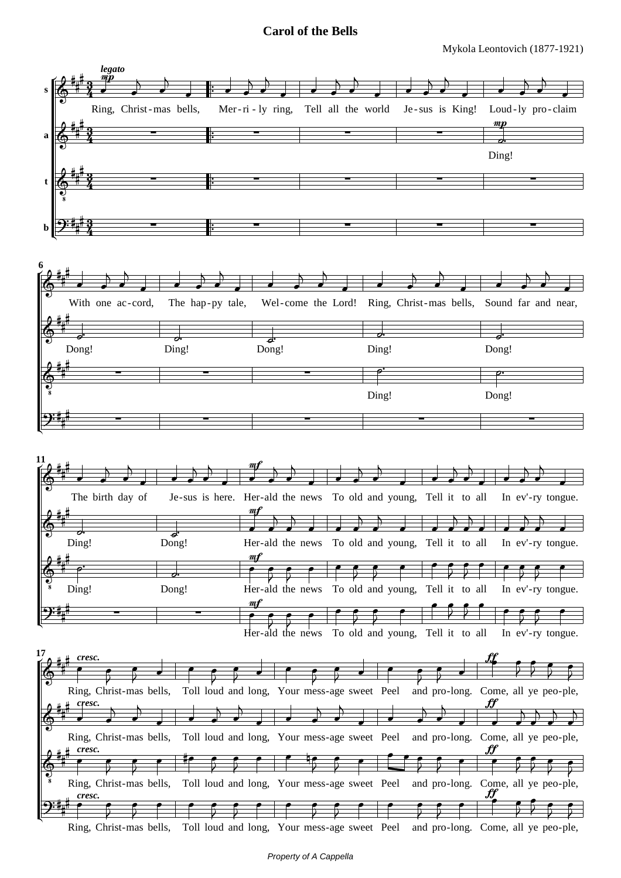# Carol of the Bells

Mykola Leontovich (1877-1921)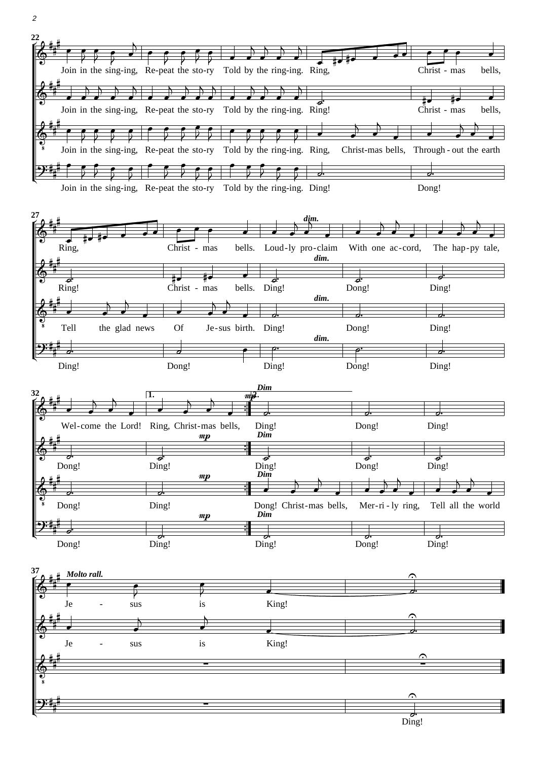**22**

Join in the sing-ing, Re-peat the sto-ry Told by the ring-ing. Ring, Christ - mas bells,

Join in the sing-ing, Re-peat the sto-ry Told by the ring-ing. Ring! Christ - mas bells,

Join in the sing-ing, Re-peat the sto-ry Told by the ring-ing. Ring, Christ-mas bells, Through - out the earth

Join in the sing-ing, Re-peat the sto-ry Told by the ring-ing. Ding! Dong!

**27**

*dim.*

Ring, Christ - mas bells. Loud-ly pro-claim With one ac-cord, The hap-py tale,

Ring! Christ - mas bells. Ding! Dong! Ding!

Tell the glad news Of Je-sus birth. Ding! Dong! Ding!

Ding! Dong! Ding! Dong! Ding!

**32**

1. 2. *mp* *Dim*

Wel-come the Lord! Ring, Christ-mas bells, Ding! Dong! Ding!

Dong! Ding! Ding! Dong! Ding!

Dong! Ding! Dong! Christ-mas bells, Mer-ri - ly ring, Tell all the world

Dong! Ding! Ding! Dong! Ding!

**37**

*Molto rall.*

Je - sus is King!

Je - sus is King!

Ding!